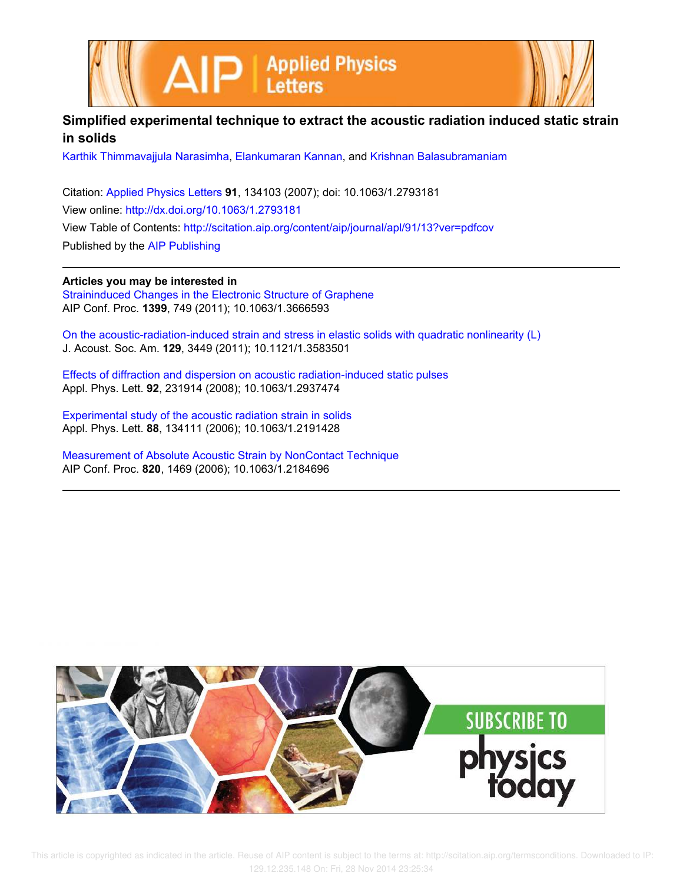# Simplified experimental technique to extract the acoustic radiation induced static strain in solids

Karthik Thimmavajjula Narasimha, Elankumaran Kannan, and Krishnan Balasubramaniam

Citation: Applied Physics Letters **91**, 134103 (2007); doi: 10.1063/1.2793181

View online: http://dx.doi.org/10.1063/1.2793181

View Table of Contents: http://scitation.aip.org/content/aip/journal/apl/91/13?ver=pdfcov

Published by the AIP Publishing

---

**Articles you may be interested in**

Straininduced Changes in the Electronic Structure of Graphene
AIP Conf. Proc. **1399**, 749 (2011); 10.1063/1.3666593

On the acoustic-radiation-induced strain and stress in elastic solids with quadratic nonlinearity (L)
J. Acoust. Soc. Am. **129**, 3449 (2011); 10.1121/1.3583501

Effects of diffraction and dispersion on acoustic radiation-induced static pulses
Appl. Phys. Lett. **92**, 231914 (2008); 10.1063/1.2937474

Experimental study of the acoustic radiation strain in solids
Appl. Phys. Lett. **88**, 134111 (2006); 10.1063/1.2191428

Measurement of Absolute Acoustic Strain by NonContact Technique
AIP Conf. Proc. **820**, 1469 (2006); 10.1063/1.2184696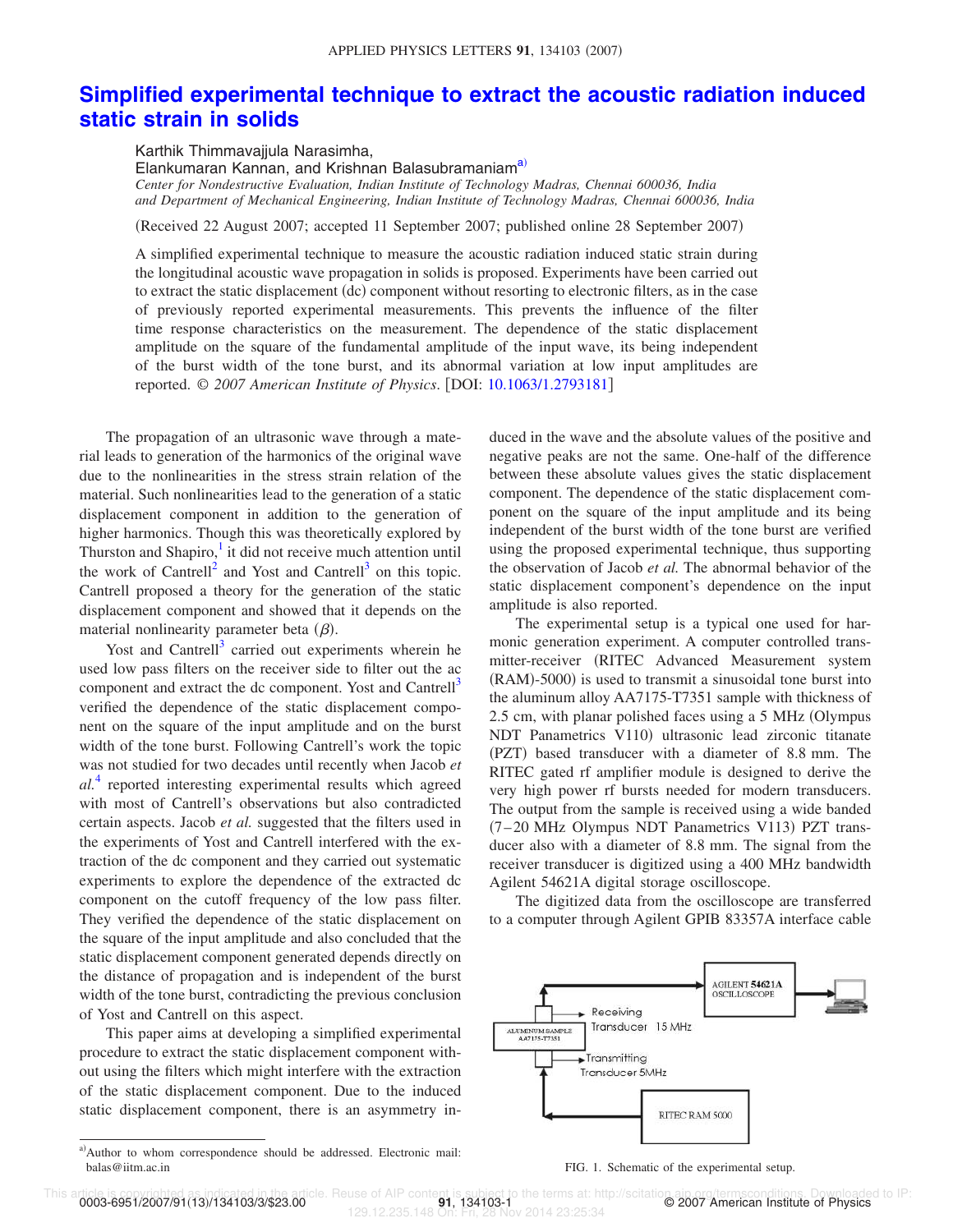# Simplified experimental technique to extract the acoustic radiation induced static strain in solids

Karthik Thimmavajjula Narasimha,
Elankumaran Kannan, and Krishnan Balasubramaniam[a)]

*Center for Nondestructive Evaluation, Indian Institute of Technology Madras, Chennai 600036, India and Department of Mechanical Engineering, Indian Institute of Technology Madras, Chennai 600036, India*

(Received 22 August 2007; accepted 11 September 2007; published online 28 September 2007)

A simplified experimental technique to measure the acoustic radiation induced static strain during the longitudinal acoustic wave propagation in solids is proposed. Experiments have been carried out to extract the static displacement (dc) component without resorting to electronic filters, as in the case of previously reported experimental measurements. This prevents the influence of the filter time response characteristics on the measurement. The dependence of the static displacement amplitude on the square of the fundamental amplitude of the input wave, its being independent of the burst width of the tone burst, and its abnormal variation at low input amplitudes are reported. © *2007 American Institute of Physics*. [DOI: 10.1063/1.2793181]

The propagation of an ultrasonic wave through a material leads to generation of the harmonics of the original wave due to the nonlinearities in the stress strain relation of the material. Such nonlinearities lead to the generation of a static displacement component in addition to the generation of higher harmonics. Though this was theoretically explored by Thurston and Shapiro,[1] it did not receive much attention until the work of Cantrell[2] and Yost and Cantrell[3] on this topic. Cantrell proposed a theory for the generation of the static displacement component and showed that it depends on the material nonlinearity parameter beta ($\beta$).

Yost and Cantrell[3] carried out experiments wherein he used low pass filters on the receiver side to filter out the ac component and extract the dc component. Yost and Cantrell[3] verified the dependence of the static displacement component on the square of the input amplitude and on the burst width of the tone burst. Following Cantrell's work the topic was not studied for two decades until recently when Jacob *et al.*[4] reported interesting experimental results which agreed with most of Cantrell's observations but also contradicted certain aspects. Jacob *et al.* suggested that the filters used in the experiments of Yost and Cantrell interfered with the extraction of the dc component and they carried out systematic experiments to explore the dependence of the extracted dc component on the cutoff frequency of the low pass filter. They verified the dependence of the static displacement on the square of the input amplitude and also concluded that the static displacement component generated depends directly on the distance of propagation and is independent of the burst width of the tone burst, contradicting the previous conclusion of Yost and Cantrell on this aspect.

This paper aims at developing a simplified experimental procedure to extract the static displacement component without using the filters which might interfere with the extraction of the static displacement component. Due to the induced static displacement component, there is an asymmetry induced in the wave and the absolute values of the positive and negative peaks are not the same. One-half of the difference between these absolute values gives the static displacement component. The dependence of the static displacement component on the square of the input amplitude and its being independent of the burst width of the tone burst are verified using the proposed experimental technique, thus supporting the observation of Jacob *et al.* The abnormal behavior of the static displacement component's dependence on the input amplitude is also reported.

The experimental setup is a typical one used for harmonic generation experiment. A computer controlled transmitter-receiver (RITEC Advanced Measurement system (RAM)-5000) is used to transmit a sinusoidal tone burst into the aluminum alloy AA7175-T7351 sample with thickness of 2.5 cm, with planar polished faces using a 5 MHz (Olympus NDT Panametrics V110) ultrasonic lead zirconic titanate (PZT) based transducer with a diameter of 8.8 mm. The RITEC gated rf amplifier module is designed to derive the very high power rf bursts needed for modern transducers. The output from the sample is received using a wide banded (7–20 MHz Olympus NDT Panametrics V113) PZT transducer also with a diameter of 8.8 mm. The signal from the receiver transducer is digitized using a 400 MHz bandwidth Agilent 54621A digital storage oscilloscope.

The digitized data from the oscilloscope are transferred to a computer through Agilent GPIB 83357A interface cable

AGILENT 54621A OSCILLOSCOPE

Receiving Transducer 15 MHz

ALUMINUM SAMPLE AA7175-T7351

Transmitting Transducer 5MHz

RITEC RAM 5000

FIG. 1. Schematic of the experimental setup.

[a)]Author to whom correspondence should be addressed. Electronic mail: balas@iitm.ac.in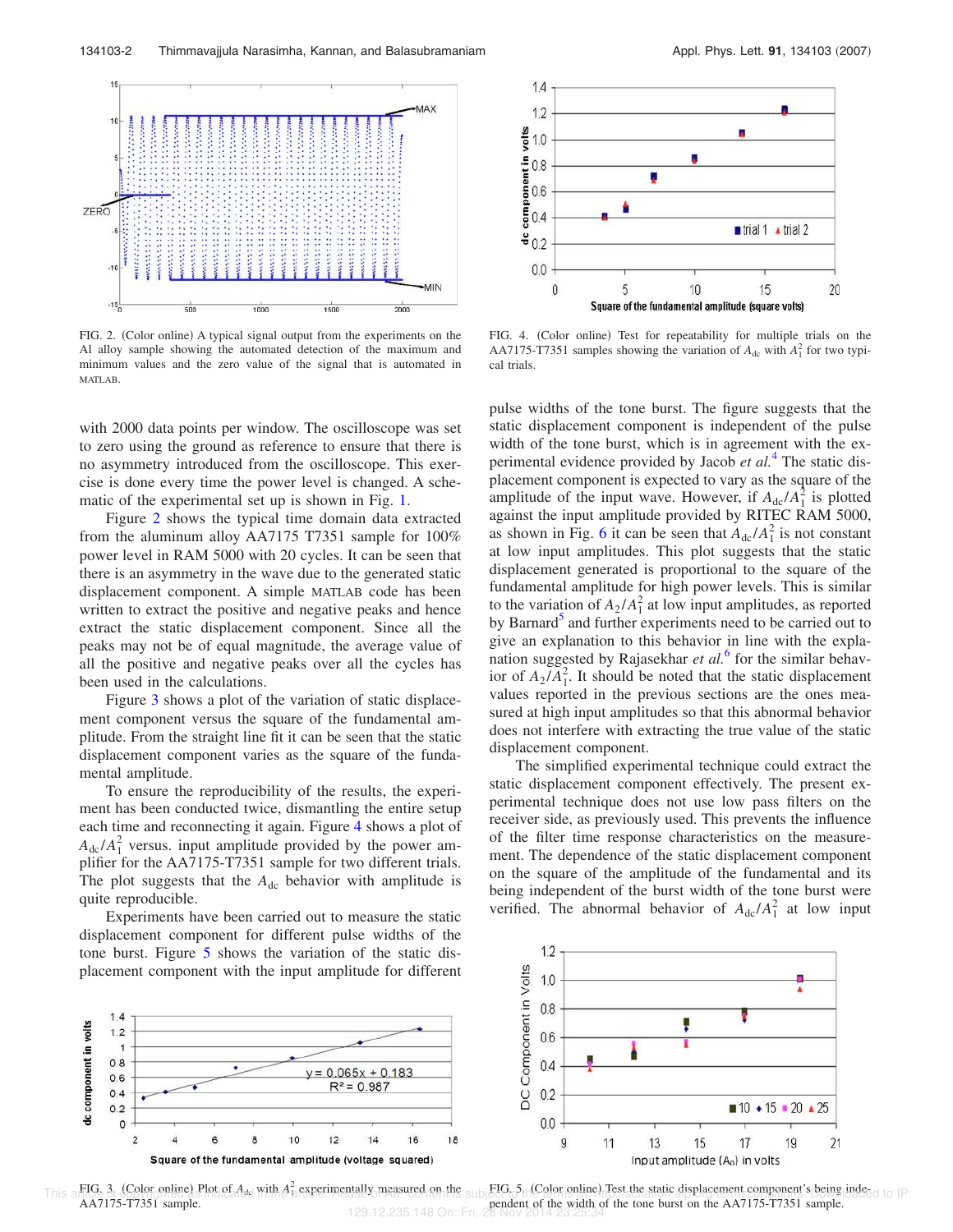FIG. 2. (Color online) A typical signal output from the experiments on the Al alloy sample showing the automated detection of the maximum and minimum values and the zero value of the signal that is automated in MATLAB.

with 2000 data points per window. The oscilloscope was set to zero using the ground as reference to ensure that there is no asymmetry introduced from the oscilloscope. This exercise is done every time the power level is changed. A schematic of the experimental set up is shown in Fig. 1.

Figure 2 shows the typical time domain data extracted from the aluminum alloy AA7175 T7351 sample for 100% power level in RAM 5000 with 20 cycles. It can be seen that there is an asymmetry in the wave due to the generated static displacement component. A simple MATLAB code has been written to extract the positive and negative peaks and hence extract the static displacement component. Since all the peaks may not be of equal magnitude, the average value of all the positive and negative peaks over all the cycles has been used in the calculations.

Figure 3 shows a plot of the variation of static displacement component versus the square of the fundamental amplitude. From the straight line fit it can be seen that the static displacement component varies as the square of the fundamental amplitude.

To ensure the reproducibility of the results, the experiment has been conducted twice, dismantling the entire setup each time and reconnecting it again. Figure 4 shows a plot of $A_{dc}/A_1^2$ versus. input amplitude provided by the power amplifier for the AA7175-T7351 sample for two different trials. The plot suggests that the $A_{dc}$ behavior with amplitude is quite reproducible.

Experiments have been carried out to measure the static displacement component for different pulse widths of the tone burst. Figure 5 shows the variation of the static displacement component with the input amplitude for different pulse widths of the tone burst. The figure suggests that the static displacement component is independent of the pulse width of the tone burst, which is in agreement with the experimental evidence provided by Jacob *et al.*[4] The static displacement component is expected to vary as the square of the amplitude of the input wave. However, if $A_{dc}/A_1^2$ is plotted against the input amplitude provided by RITEC RAM 5000, as shown in Fig. 6 it can be seen that $A_{dc}/A_1^2$ is not constant at low input amplitudes. This plot suggests that the static displacement generated is proportional to the square of the fundamental amplitude for high power levels. This is similar to the variation of $A_2/A_1^2$ at low input amplitudes, as reported by Barnard[5] and further experiments need to be carried out to give an explanation to this behavior in line with the explanation suggested by Rajasekhar *et al.*[6] for the similar behavior of $A_2/A_1^2$. It should be noted that the static displacement values reported in the previous sections are the ones measured at high input amplitudes so that this abnormal behavior does not interfere with extracting the true value of the static displacement component.

The simplified experimental technique could extract the static displacement component effectively. The present experimental technique does not use low pass filters on the receiver side, as previously used. This prevents the influence of the filter time response characteristics on the measurement. The dependence of the static displacement component on the square of the amplitude of the fundamental and its being independent of the burst width of the tone burst were verified. The abnormal behavior of $A_{dc}/A_1^2$ at low input

FIG. 3. (Color online) Plot of $A_{dc}$ with $A_1^2$ experimentally measured on the AA7175-T7351 sample.

FIG. 4. (Color online) Test for repeatability for multiple trials on the AA7175-T7351 samples showing the variation of $A_{dc}$ with $A_1^2$ for two typical trials.

FIG. 5. (Color online) Test the static displacement component's being independent of the width of the tone burst on the AA7175-T7351 sample.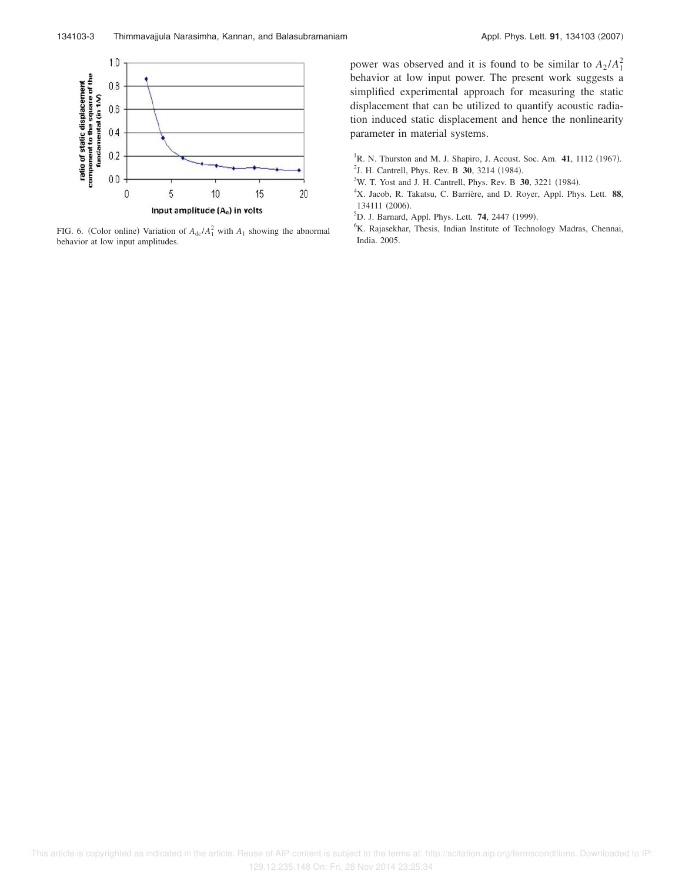1.0
0.8
0.6
0.4
0.2
0.0
0
5
10
15
20

ratio of static displacement component to the square of the fundamental (in 1/V)

Input amplitude ($A_0$) in volts

FIG. 6. (Color online) Variation of $A_{dc}/A_1^2$ with $A_1$ showing the abnormal behavior at low input amplitudes.

power was observed and it is found to be similar to $A_2/A_1^2$ behavior at low input power. The present work suggests a simplified experimental approach for measuring the static displacement that can be utilized to quantify acoustic radiation induced static displacement and hence the nonlinearity parameter in material systems.

[1]R. N. Thurston and M. J. Shapiro, J. Acoust. Soc. Am. **41**, 1112 (1967).

[2]J. H. Cantrell, Phys. Rev. B **30**, 3214 (1984).

[3]W. T. Yost and J. H. Cantrell, Phys. Rev. B **30**, 3221 (1984).

[4]X. Jacob, R. Takatsu, C. Barrière, and D. Royer, Appl. Phys. Lett. **88**, 134111 (2006).

[5]D. J. Barnard, Appl. Phys. Lett. **74**, 2447 (1999).

[6]K. Rajasekhar, Thesis, Indian Institute of Technology Madras, Chennai, India. 2005.